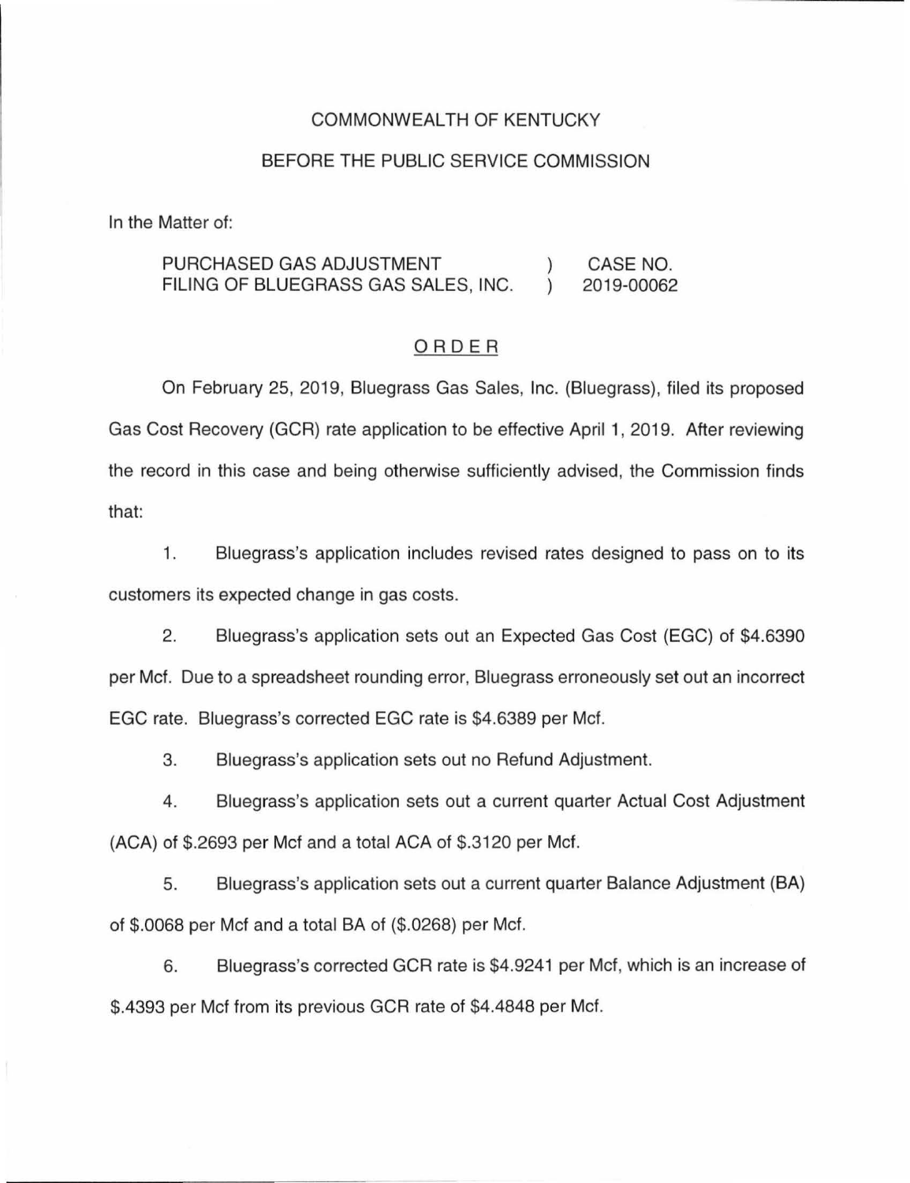COMMONWEALTH OF KENTUCKY

BEFORE THE PUBLIC SERVICE COMMISSION

In the Matter of:

PURCHASED GAS ADJUSTMENT FILING OF BLUEGRASS GAS SALES, INC. ) CASE NO. 2019-00062

## ORDER

On February 25, 2019, Bluegrass Gas Sales, Inc. (Bluegrass), filed its proposed Gas Cost Recovery (GCR) rate application to be effective April 1, 2019. After reviewing the record in this case and being otherwise sufficiently advised, the Commission finds that:

1. Bluegrass's application includes revised rates designed to pass on to its customers its expected change in gas costs.

2. Bluegrass's application sets out an Expected Gas Cost (EGC) of $4.6390 per Mcf. Due to a spreadsheet rounding error, Bluegrass erroneously set out an incorrect EGC rate. Bluegrass's corrected EGC rate is $4.6389 per Mcf.

3. Bluegrass's application sets out no Refund Adjustment.

4. Bluegrass's application sets out a current quarter Actual Cost Adjustment (ACA) of $.2693 per Mcf and a total ACA of $.3120 per Mcf.

5. Bluegrass's application sets out a current quarter Balance Adjustment (BA) of $.0068 per Mcf and a total BA of ($.0268) per Mcf.

6. Bluegrass's corrected GCR rate is $4.9241 per Mcf, which is an increase of $.4393 per Mcf from its previous GCR rate of $4.4848 per Mcf.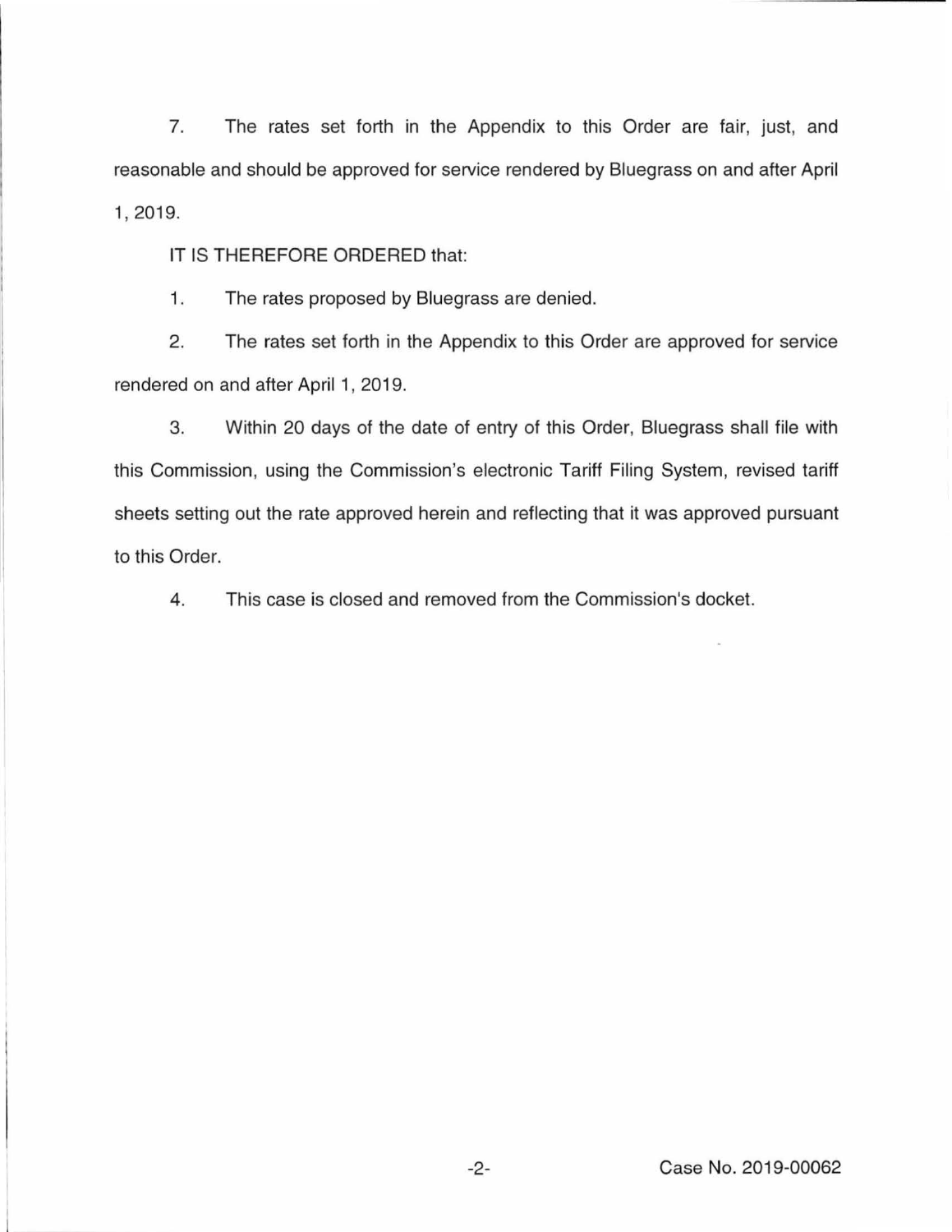7. The rates set forth in the Appendix to this Order are fair, just, and reasonable and should be approved for service rendered by Bluegrass on and after April 1, 2019.

IT IS THEREFORE ORDERED that:

1. The rates proposed by Bluegrass are denied.

2. The rates set forth in the Appendix to this Order are approved for service rendered on and after April 1, 2019.

3. Within 20 days of the date of entry of this Order, Bluegrass shall file with this Commission, using the Commission's electronic Tariff Filing System, revised tariff sheets setting out the rate approved herein and reflecting that it was approved pursuant to this Order.

4. This case is closed and removed from the Commission's docket.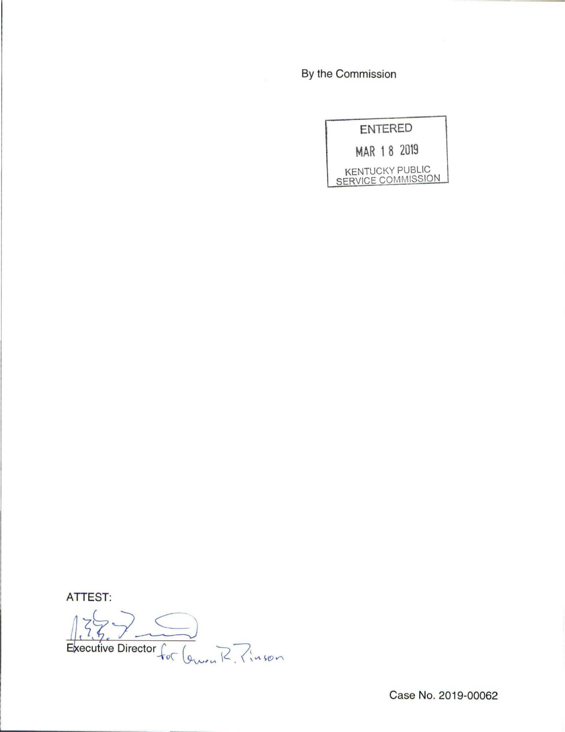By the Commission

ENTERED

MAR 18 2019

KENTUCKY PUBLIC SERVICE COMMISSION

ATTEST:

Executive Director for Gwen R. Pinson

Case No. 2019-00062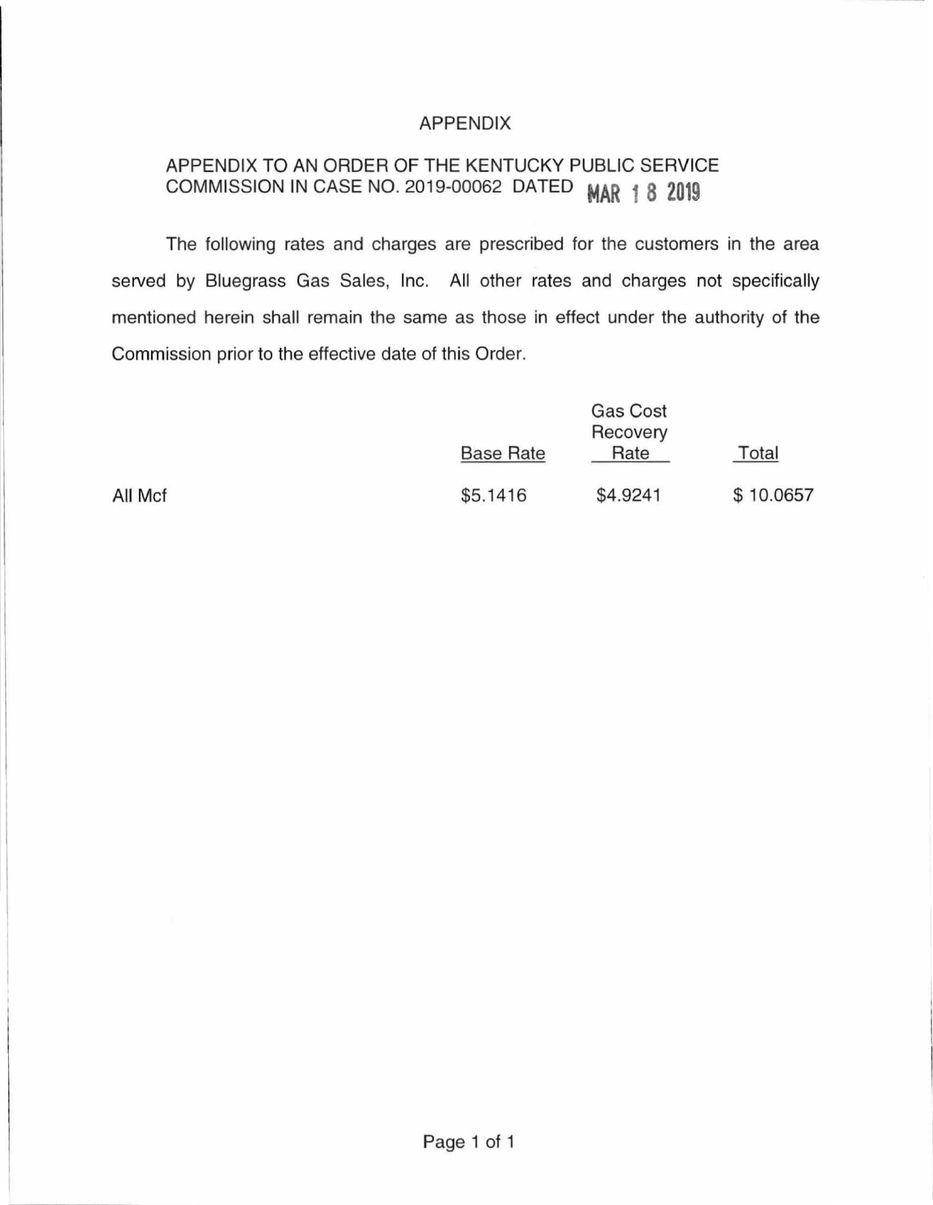# APPENDIX

APPENDIX TO AN ORDER OF THE KENTUCKY PUBLIC SERVICE COMMISSION IN CASE NO. 2019-00062 DATED MAR 18 2019

The following rates and charges are prescribed for the customers in the area served by Bluegrass Gas Sales, Inc. All other rates and charges not specifically mentioned herein shall remain the same as those in effect under the authority of the Commission prior to the effective date of this Order.

| | Base Rate | Gas Cost Recovery Rate | Total |
|---|---|---|---|
| All Mcf | $5.1416 | $4.9241 | $ 10.0657 |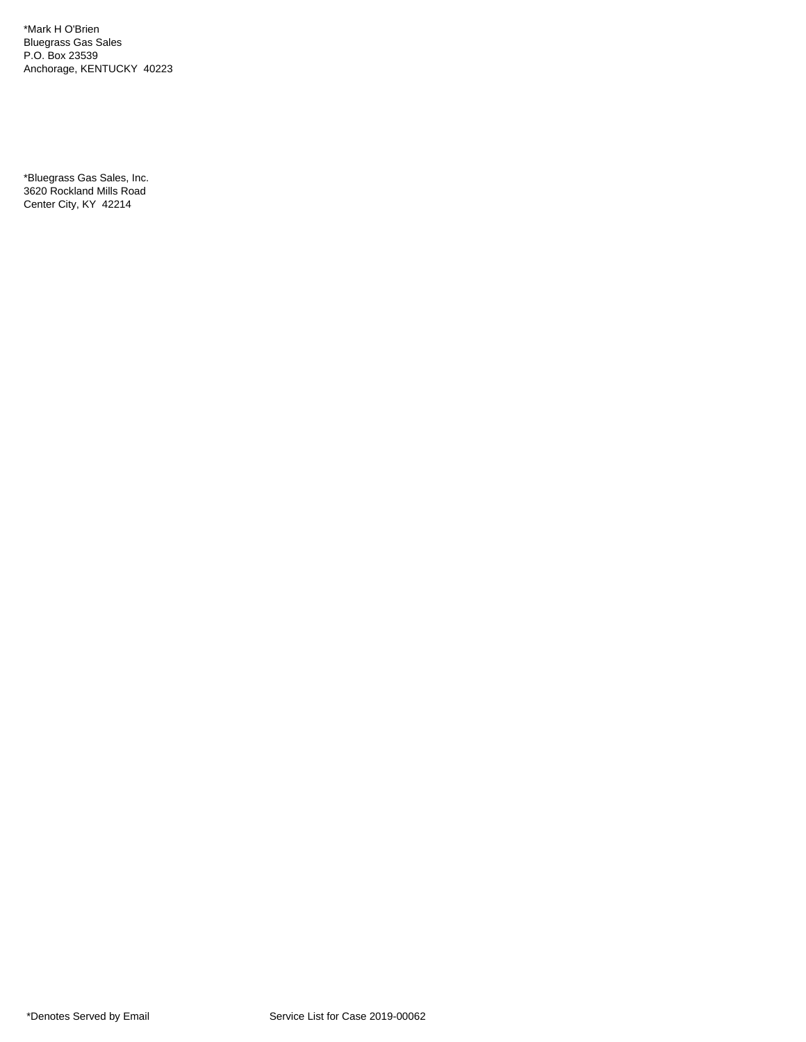*Mark H O'Brien
Bluegrass Gas Sales
P.O. Box 23539
Anchorage, KENTUCKY 40223

*Bluegrass Gas Sales, Inc.
3620 Rockland Mills Road
Center City, KY 42214